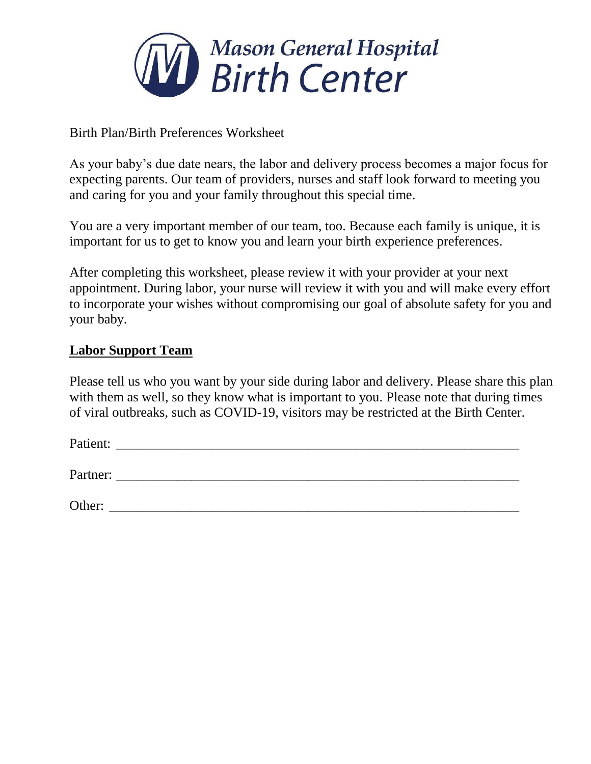# Mason General Hospital Birth Center

Birth Plan/Birth Preferences Worksheet

As your baby's due date nears, the labor and delivery process becomes a major focus for expecting parents. Our team of providers, nurses and staff look forward to meeting you and caring for you and your family throughout this special time.

You are a very important member of our team, too. Because each family is unique, it is important for us to get to know you and learn your birth experience preferences.

After completing this worksheet, please review it with your provider at your next appointment. During labor, your nurse will review it with you and will make every effort to incorporate your wishes without compromising our goal of absolute safety for you and your baby.

## Labor Support Team

Please tell us who you want by your side during labor and delivery. Please share this plan with them as well, so they know what is important to you. Please note that during times of viral outbreaks, such as COVID-19, visitors may be restricted at the Birth Center.

Patient: ______________________________________________________________

Partner: ______________________________________________________________

Other: ________________________________________________________________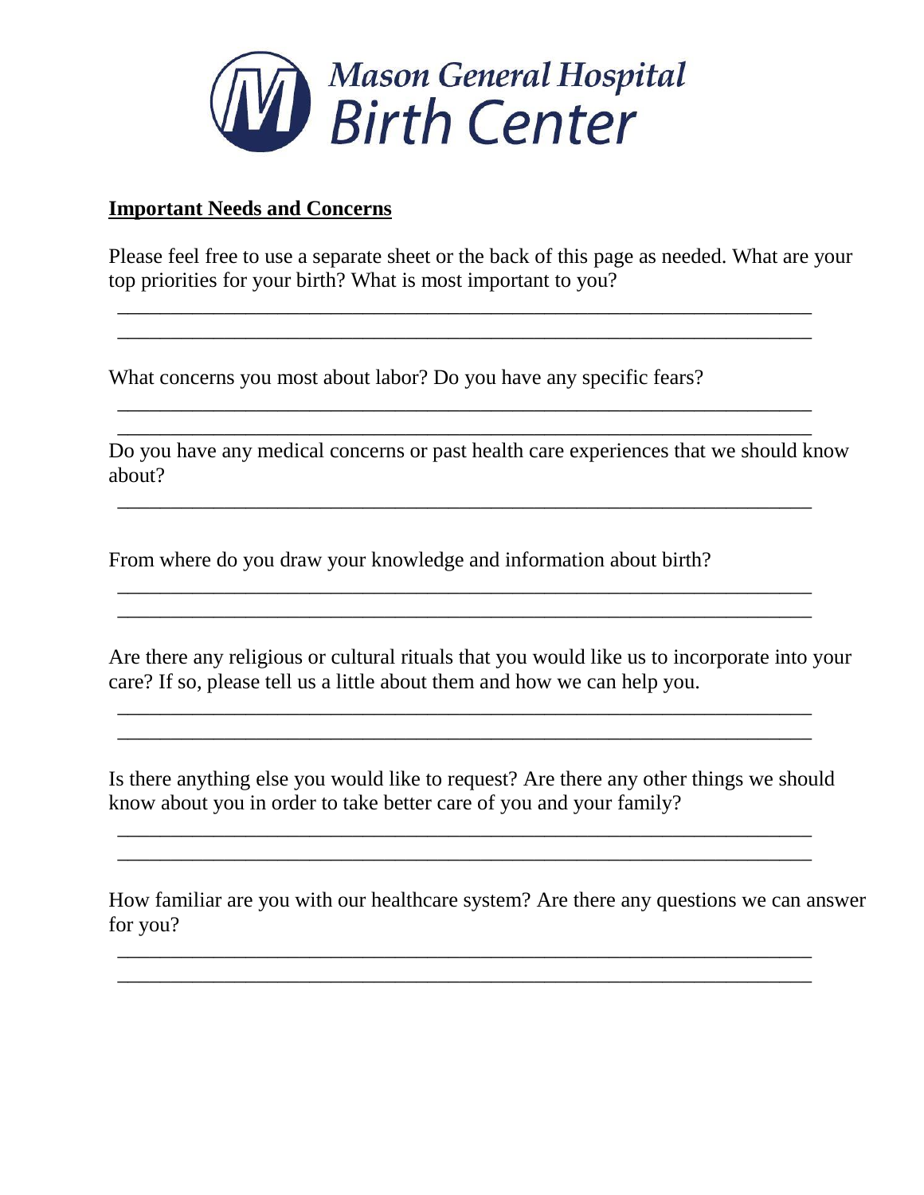# Mason General Hospital Birth Center

**Important Needs and Concerns**

Please feel free to use a separate sheet or the back of this page as needed. What are your top priorities for your birth? What is most important to you?

______________________________________________________________________

______________________________________________________________________

What concerns you most about labor? Do you have any specific fears?

______________________________________________________________________

______________________________________________________________________

Do you have any medical concerns or past health care experiences that we should know about?

______________________________________________________________________

From where do you draw your knowledge and information about birth?

______________________________________________________________________

______________________________________________________________________

Are there any religious or cultural rituals that you would like us to incorporate into your care? If so, please tell us a little about them and how we can help you.

______________________________________________________________________

______________________________________________________________________

Is there anything else you would like to request? Are there any other things we should know about you in order to take better care of you and your family?

______________________________________________________________________

______________________________________________________________________

How familiar are you with our healthcare system? Are there any questions we can answer for you?

______________________________________________________________________

______________________________________________________________________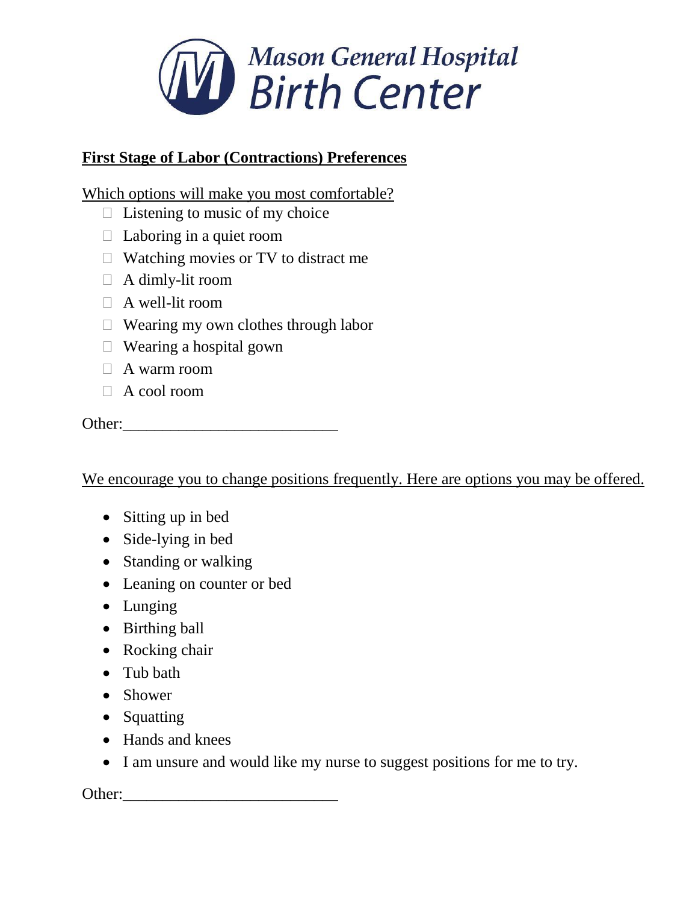# Mason General Hospital Birth Center

## First Stage of Labor (Contractions) Preferences

Which options will make you most comfortable?

- ☐ Listening to music of my choice
- ☐ Laboring in a quiet room
- ☐ Watching movies or TV to distract me
- ☐ A dimly-lit room
- ☐ A well-lit room
- ☐ Wearing my own clothes through labor
- ☐ Wearing a hospital gown
- ☐ A warm room
- ☐ A cool room

Other:___________________________

We encourage you to change positions frequently. Here are options you may be offered.

- Sitting up in bed
- Side-lying in bed
- Standing or walking
- Leaning on counter or bed
- Lunging
- Birthing ball
- Rocking chair
- Tub bath
- Shower
- Squatting
- Hands and knees
- I am unsure and would like my nurse to suggest positions for me to try.

Other:___________________________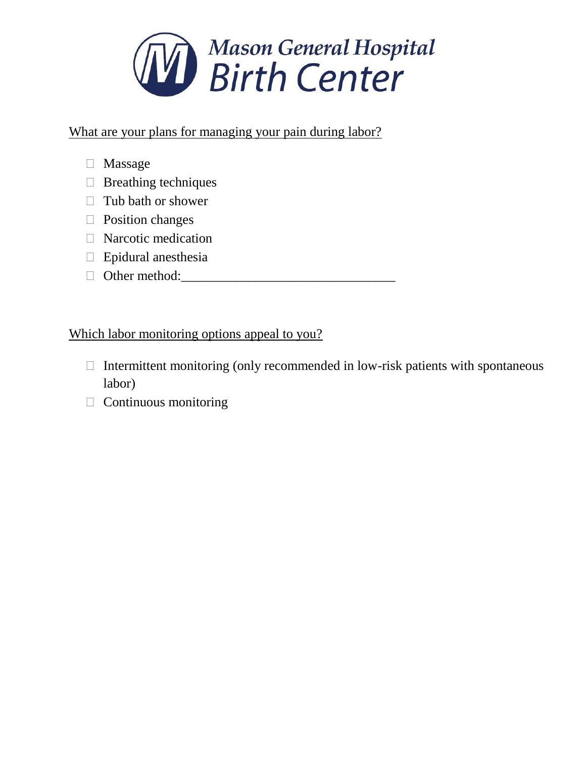# Mason General Hospital Birth Center

<u>What are your plans for managing your pain during labor?</u>

- ☐ Massage
- ☐ Breathing techniques
- ☐ Tub bath or shower
- ☐ Position changes
- ☐ Narcotic medication
- ☐ Epidural anesthesia
- ☐ Other method:_______________________________

<u>Which labor monitoring options appeal to you?</u>

- ☐ Intermittent monitoring (only recommended in low-risk patients with spontaneous labor)
- ☐ Continuous monitoring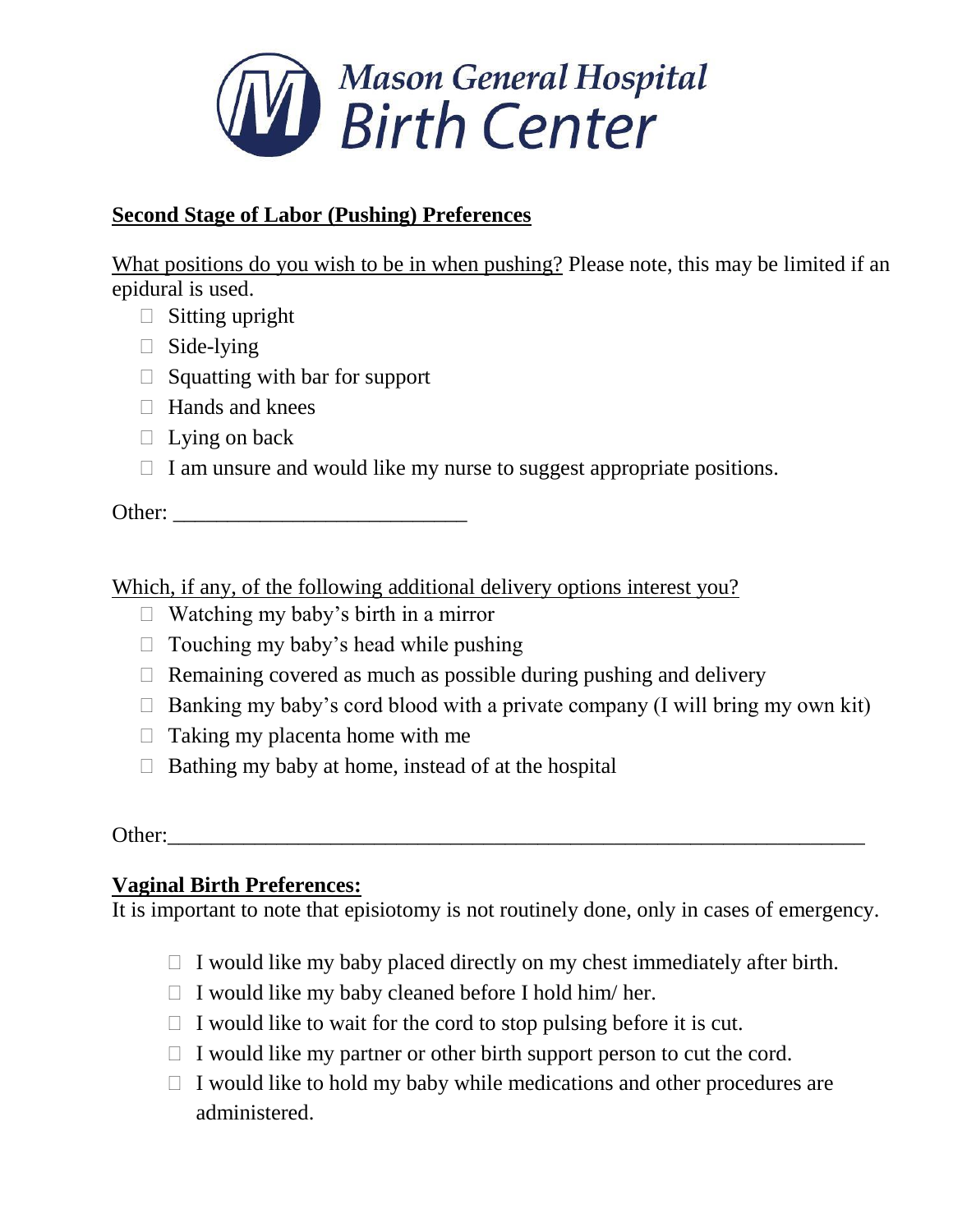Mason General Hospital Birth Center

**Second Stage of Labor (Pushing) Preferences**

What positions do you wish to be in when pushing? Please note, this may be limited if an epidural is used.

- ☐ Sitting upright
- ☐ Side-lying
- ☐ Squatting with bar for support
- ☐ Hands and knees
- ☐ Lying on back
- ☐ I am unsure and would like my nurse to suggest appropriate positions.

Other: ___________________________

Which, if any, of the following additional delivery options interest you?

- ☐ Watching my baby's birth in a mirror
- ☐ Touching my baby's head while pushing
- ☐ Remaining covered as much as possible during pushing and delivery
- ☐ Banking my baby's cord blood with a private company (I will bring my own kit)
- ☐ Taking my placenta home with me
- ☐ Bathing my baby at home, instead of at the hospital

Other:_____________________________________________________________________

**Vaginal Birth Preferences:**

It is important to note that episiotomy is not routinely done, only in cases of emergency.

- ☐ I would like my baby placed directly on my chest immediately after birth.
- ☐ I would like my baby cleaned before I hold him/ her.
- ☐ I would like to wait for the cord to stop pulsing before it is cut.
- ☐ I would like my partner or other birth support person to cut the cord.
- ☐ I would like to hold my baby while medications and other procedures are administered.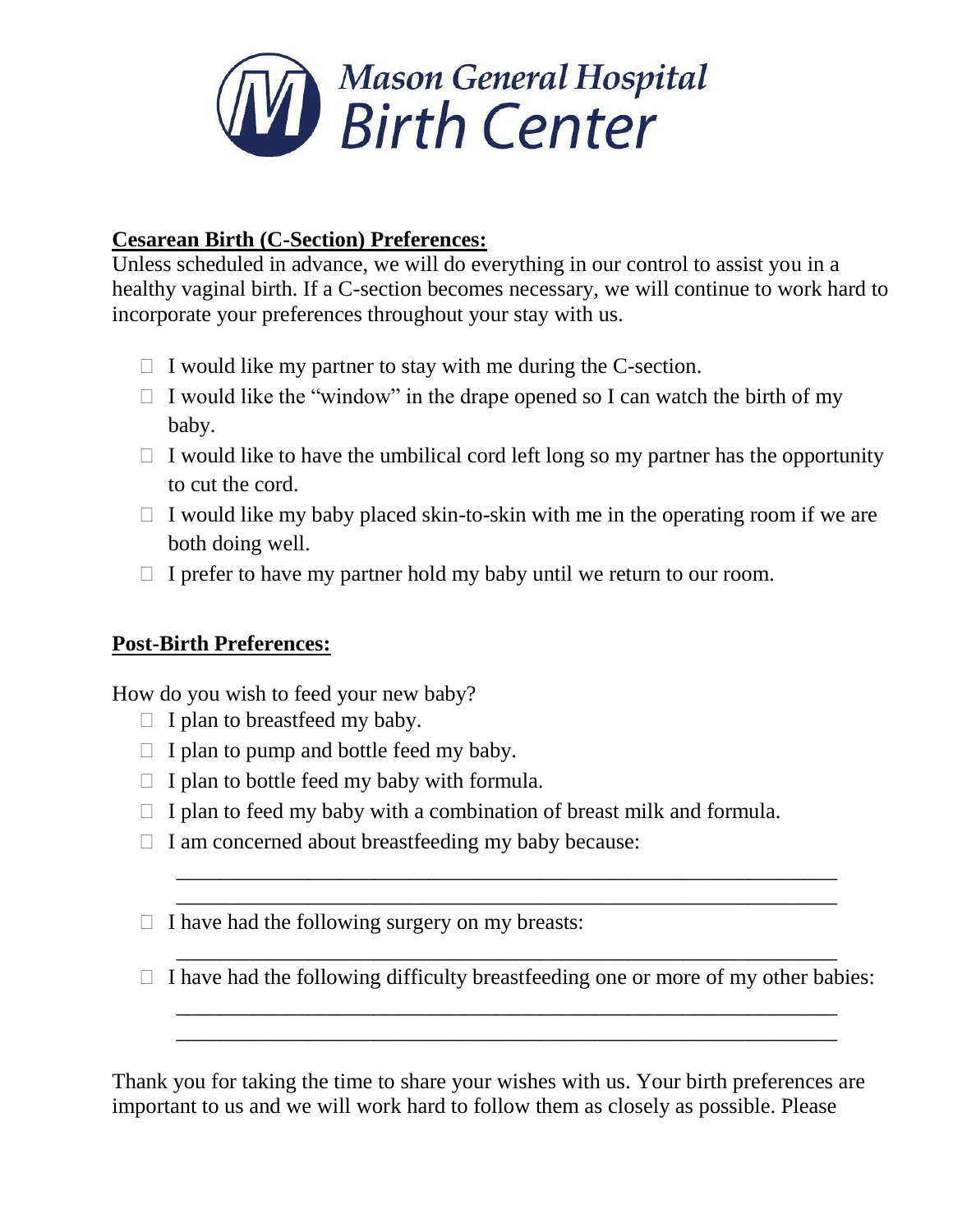# Mason General Hospital Birth Center

**Cesarean Birth (C-Section) Preferences:**

Unless scheduled in advance, we will do everything in our control to assist you in a healthy vaginal birth. If a C-section becomes necessary, we will continue to work hard to incorporate your preferences throughout your stay with us.

- ☐ I would like my partner to stay with me during the C-section.
- ☐ I would like the "window" in the drape opened so I can watch the birth of my baby.
- ☐ I would like to have the umbilical cord left long so my partner has the opportunity to cut the cord.
- ☐ I would like my baby placed skin-to-skin with me in the operating room if we are both doing well.
- ☐ I prefer to have my partner hold my baby until we return to our room.

**Post-Birth Preferences:**

How do you wish to feed your new baby?

- ☐ I plan to breastfeed my baby.
- ☐ I plan to pump and bottle feed my baby.
- ☐ I plan to bottle feed my baby with formula.
- ☐ I plan to feed my baby with a combination of breast milk and formula.
- ☐ I am concerned about breastfeeding my baby because:

  ______________________________________________________________

  ______________________________________________________________

- ☐ I have had the following surgery on my breasts:

  ______________________________________________________________

- ☐ I have had the following difficulty breastfeeding one or more of my other babies:

  ______________________________________________________________

  ______________________________________________________________

Thank you for taking the time to share your wishes with us. Your birth preferences are important to us and we will work hard to follow them as closely as possible. Please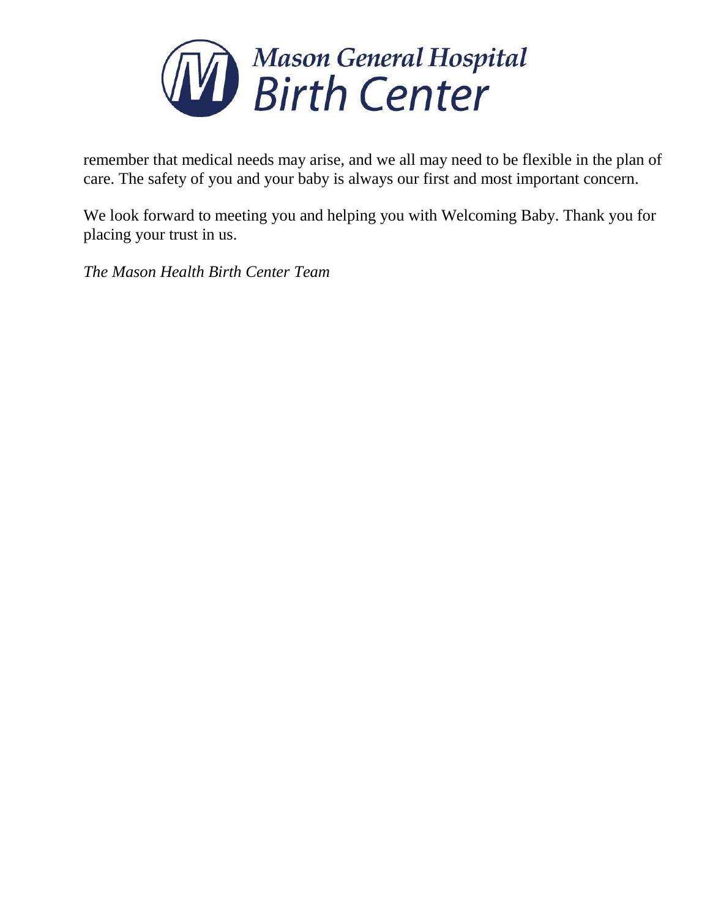remember that medical needs may arise, and we all may need to be flexible in the plan of care. The safety of you and your baby is always our first and most important concern.

We look forward to meeting you and helping you with Welcoming Baby. Thank you for placing your trust in us.

*The Mason Health Birth Center Team*